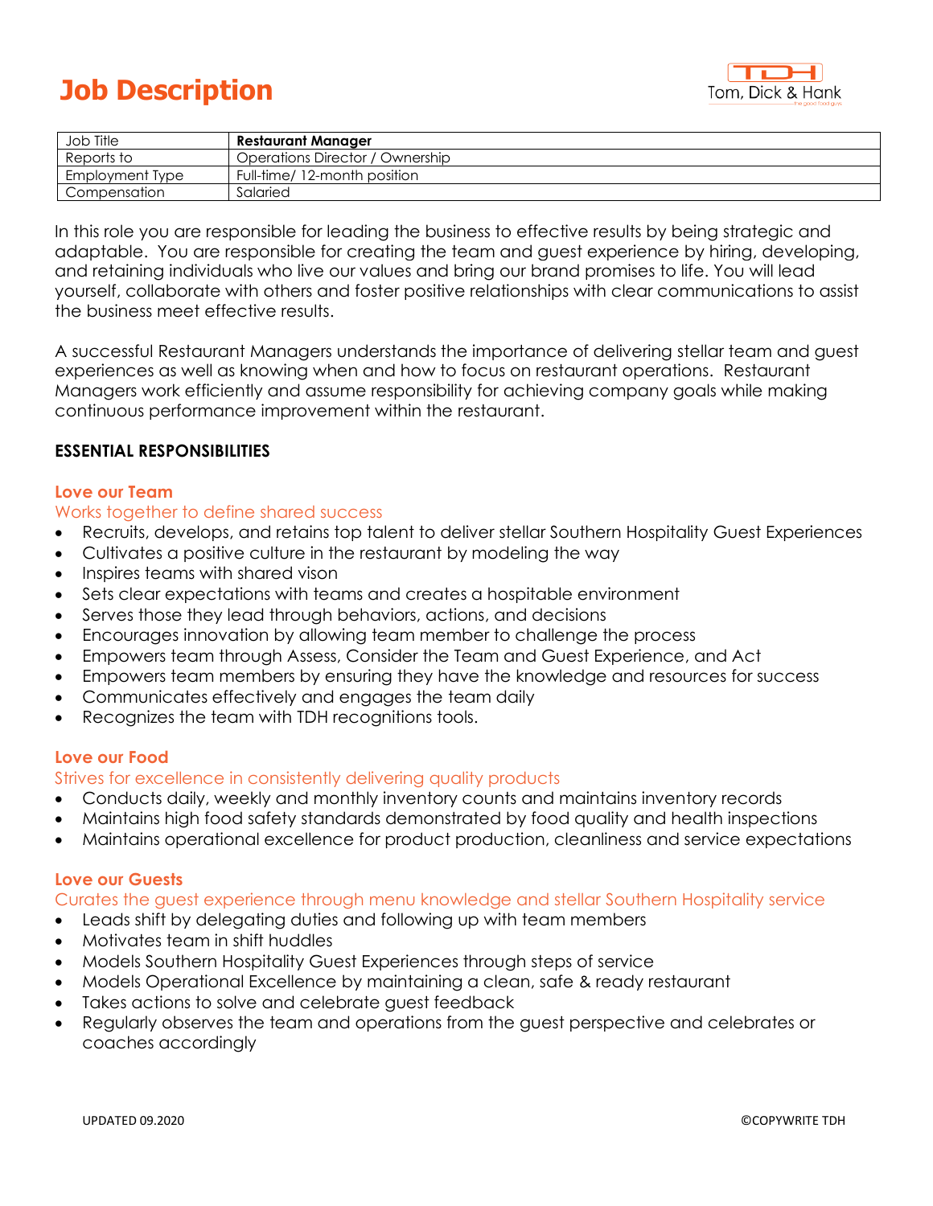# Job Description

Tom, Dick & Hank

| Job Title | **Restaurant Manager** |
|---|---|
| Reports to | Operations Director / Ownership |
| Employment Type | Full-time/ 12-month position |
| Compensation | Salaried |

In this role you are responsible for leading the business to effective results by being strategic and adaptable. You are responsible for creating the team and guest experience by hiring, developing, and retaining individuals who live our values and bring our brand promises to life. You will lead yourself, collaborate with others and foster positive relationships with clear communications to assist the business meet effective results.

A successful Restaurant Managers understands the importance of delivering stellar team and guest experiences as well as knowing when and how to focus on restaurant operations. Restaurant Managers work efficiently and assume responsibility for achieving company goals while making continuous performance improvement within the restaurant.

## ESSENTIAL RESPONSIBILITIES

### Love our Team

Works together to define shared success

- Recruits, develops, and retains top talent to deliver stellar Southern Hospitality Guest Experiences
- Cultivates a positive culture in the restaurant by modeling the way
- Inspires teams with shared vison
- Sets clear expectations with teams and creates a hospitable environment
- Serves those they lead through behaviors, actions, and decisions
- Encourages innovation by allowing team member to challenge the process
- Empowers team through Assess, Consider the Team and Guest Experience, and Act
- Empowers team members by ensuring they have the knowledge and resources for success
- Communicates effectively and engages the team daily
- Recognizes the team with TDH recognitions tools.

### Love our Food

Strives for excellence in consistently delivering quality products

- Conducts daily, weekly and monthly inventory counts and maintains inventory records
- Maintains high food safety standards demonstrated by food quality and health inspections
- Maintains operational excellence for product production, cleanliness and service expectations

### Love our Guests

Curates the guest experience through menu knowledge and stellar Southern Hospitality service

- Leads shift by delegating duties and following up with team members
- Motivates team in shift huddles
- Models Southern Hospitality Guest Experiences through steps of service
- Models Operational Excellence by maintaining a clean, safe & ready restaurant
- Takes actions to solve and celebrate guest feedback
- Regularly observes the team and operations from the guest perspective and celebrates or coaches accordingly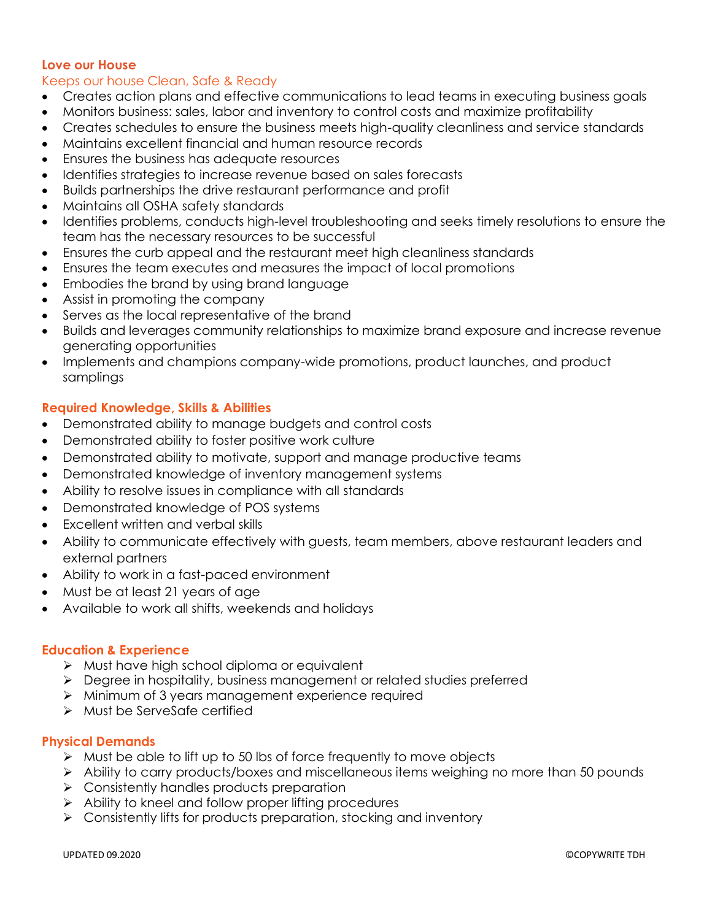### Love our House

Keeps our house Clean, Safe & Ready

- Creates action plans and effective communications to lead teams in executing business goals
- Monitors business: sales, labor and inventory to control costs and maximize profitability
- Creates schedules to ensure the business meets high-quality cleanliness and service standards
- Maintains excellent financial and human resource records
- Ensures the business has adequate resources
- Identifies strategies to increase revenue based on sales forecasts
- Builds partnerships the drive restaurant performance and profit
- Maintains all OSHA safety standards
- Identifies problems, conducts high-level troubleshooting and seeks timely resolutions to ensure the team has the necessary resources to be successful
- Ensures the curb appeal and the restaurant meet high cleanliness standards
- Ensures the team executes and measures the impact of local promotions
- Embodies the brand by using brand language
- Assist in promoting the company
- Serves as the local representative of the brand
- Builds and leverages community relationships to maximize brand exposure and increase revenue generating opportunities
- Implements and champions company-wide promotions, product launches, and product samplings

### Required Knowledge, Skills & Abilities

- Demonstrated ability to manage budgets and control costs
- Demonstrated ability to foster positive work culture
- Demonstrated ability to motivate, support and manage productive teams
- Demonstrated knowledge of inventory management systems
- Ability to resolve issues in compliance with all standards
- Demonstrated knowledge of POS systems
- Excellent written and verbal skills
- Ability to communicate effectively with guests, team members, above restaurant leaders and external partners
- Ability to work in a fast-paced environment
- Must be at least 21 years of age
- Available to work all shifts, weekends and holidays

### Education & Experience

- Must have high school diploma or equivalent
- Degree in hospitality, business management or related studies preferred
- Minimum of 3 years management experience required
- Must be ServeSafe certified

### Physical Demands

- Must be able to lift up to 50 lbs of force frequently to move objects
- Ability to carry products/boxes and miscellaneous items weighing no more than 50 pounds
- Consistently handles products preparation
- Ability to kneel and follow proper lifting procedures
- Consistently lifts for products preparation, stocking and inventory

UPDATED 09.2020 ©COPYWRITE TDH